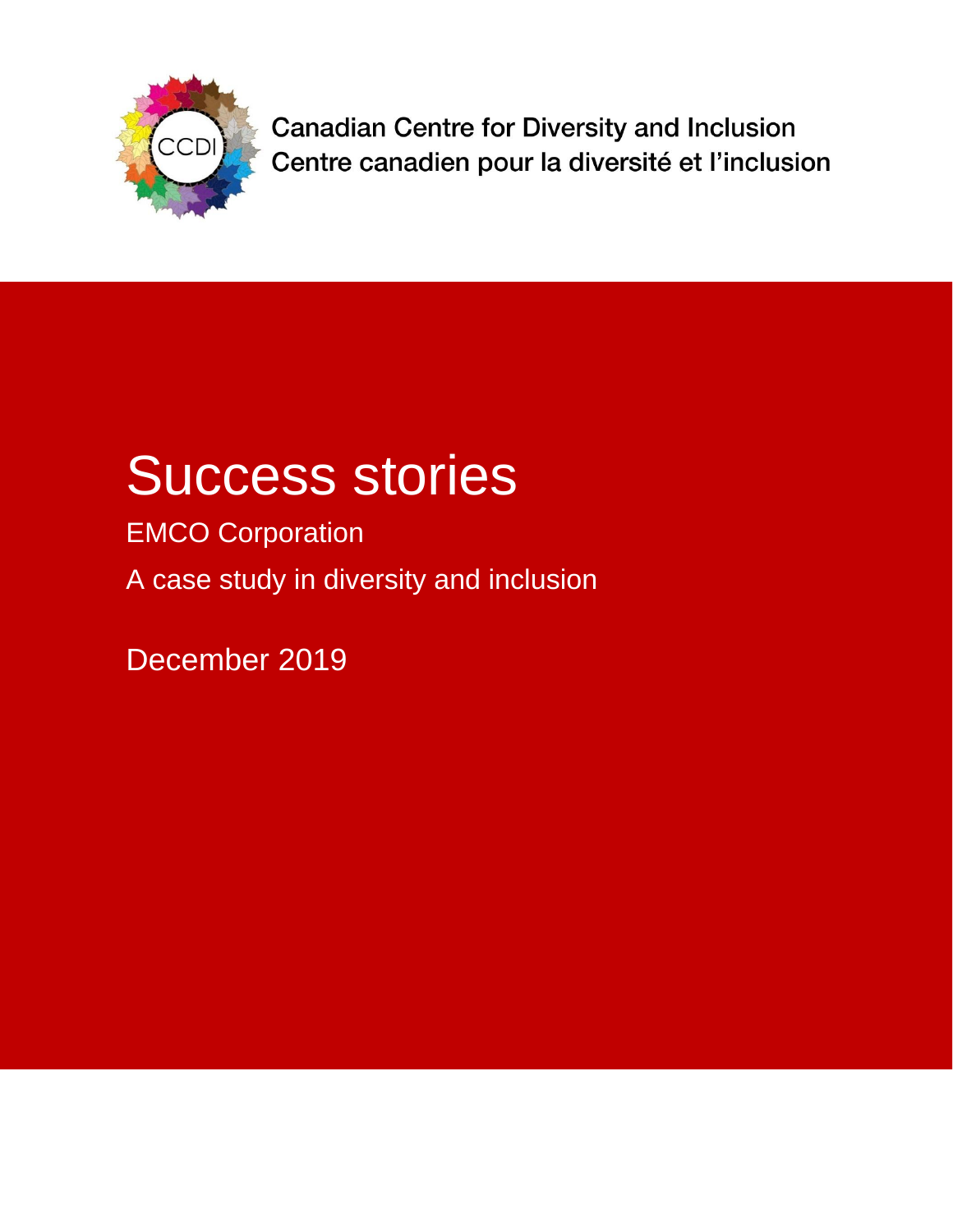Canadian Centre for Diversity and Inclusion
Centre canadien pour la diversité et l'inclusion

# Success stories

EMCO Corporation

A case study in diversity and inclusion

December 2019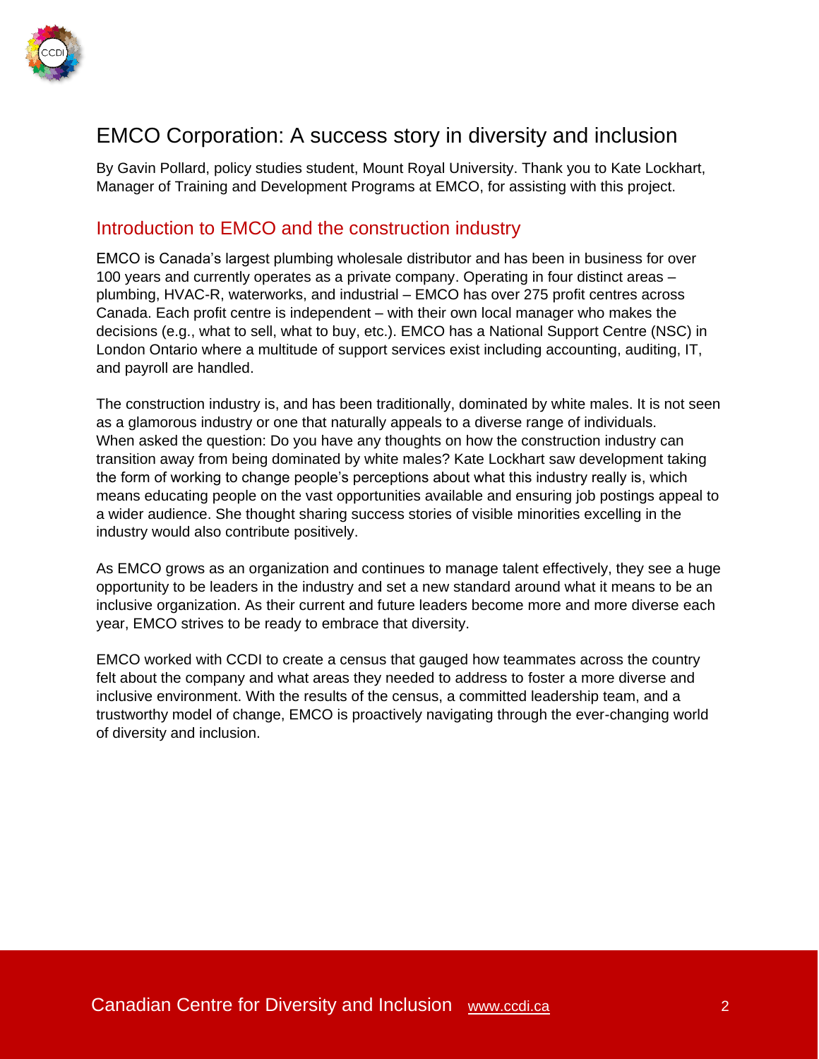# EMCO Corporation: A success story in diversity and inclusion

By Gavin Pollard, policy studies student, Mount Royal University. Thank you to Kate Lockhart, Manager of Training and Development Programs at EMCO, for assisting with this project.

## Introduction to EMCO and the construction industry

EMCO is Canada's largest plumbing wholesale distributor and has been in business for over 100 years and currently operates as a private company. Operating in four distinct areas – plumbing, HVAC-R, waterworks, and industrial – EMCO has over 275 profit centres across Canada. Each profit centre is independent – with their own local manager who makes the decisions (e.g., what to sell, what to buy, etc.). EMCO has a National Support Centre (NSC) in London Ontario where a multitude of support services exist including accounting, auditing, IT, and payroll are handled.

The construction industry is, and has been traditionally, dominated by white males. It is not seen as a glamorous industry or one that naturally appeals to a diverse range of individuals. When asked the question: Do you have any thoughts on how the construction industry can transition away from being dominated by white males? Kate Lockhart saw development taking the form of working to change people's perceptions about what this industry really is, which means educating people on the vast opportunities available and ensuring job postings appeal to a wider audience. She thought sharing success stories of visible minorities excelling in the industry would also contribute positively.

As EMCO grows as an organization and continues to manage talent effectively, they see a huge opportunity to be leaders in the industry and set a new standard around what it means to be an inclusive organization. As their current and future leaders become more and more diverse each year, EMCO strives to be ready to embrace that diversity.

EMCO worked with CCDI to create a census that gauged how teammates across the country felt about the company and what areas they needed to address to foster a more diverse and inclusive environment. With the results of the census, a committed leadership team, and a trustworthy model of change, EMCO is proactively navigating through the ever-changing world of diversity and inclusion.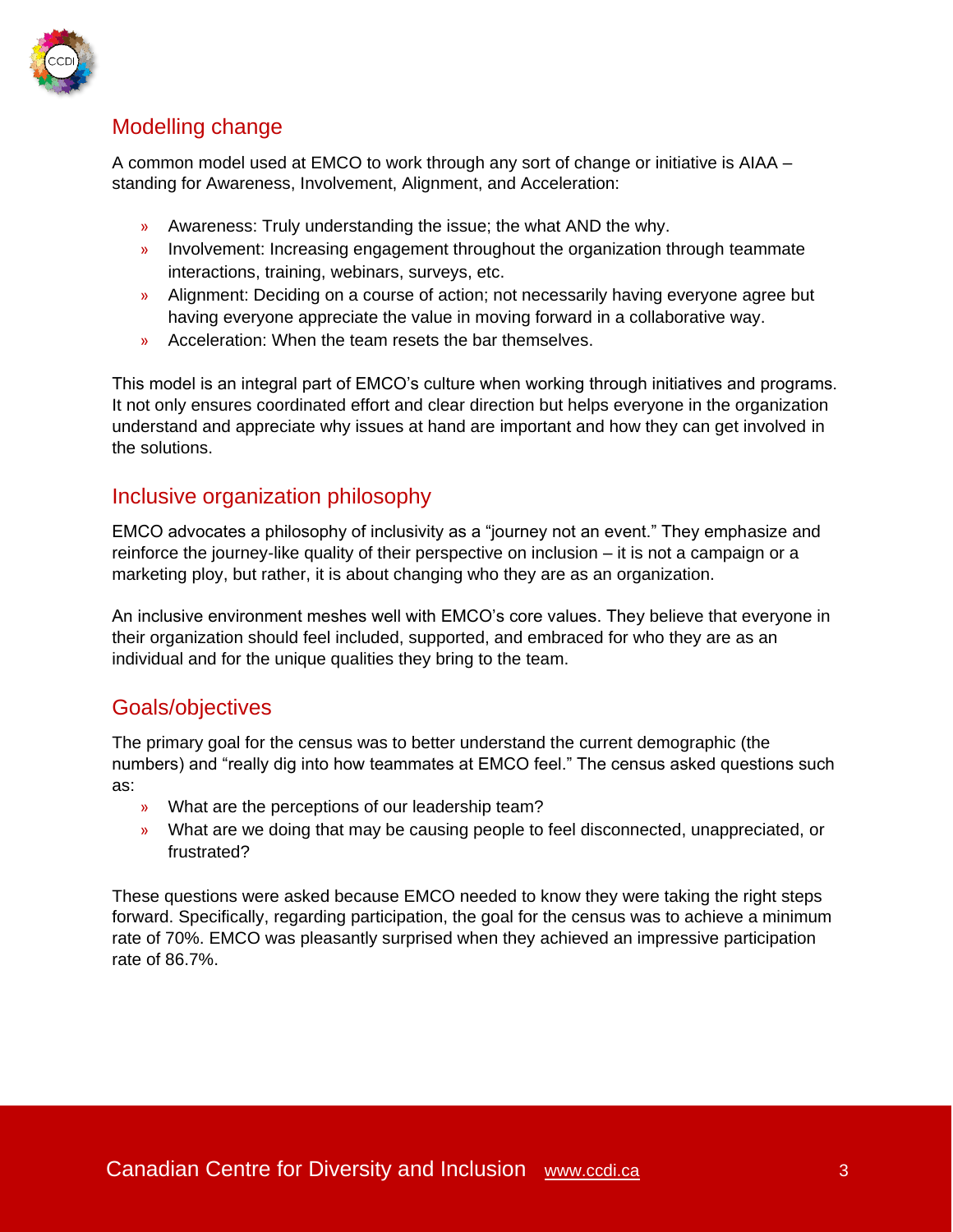## Modelling change

A common model used at EMCO to work through any sort of change or initiative is AIAA – standing for Awareness, Involvement, Alignment, and Acceleration:

- Awareness: Truly understanding the issue; the what AND the why.
- Involvement: Increasing engagement throughout the organization through teammate interactions, training, webinars, surveys, etc.
- Alignment: Deciding on a course of action; not necessarily having everyone agree but having everyone appreciate the value in moving forward in a collaborative way.
- Acceleration: When the team resets the bar themselves.

This model is an integral part of EMCO's culture when working through initiatives and programs. It not only ensures coordinated effort and clear direction but helps everyone in the organization understand and appreciate why issues at hand are important and how they can get involved in the solutions.

## Inclusive organization philosophy

EMCO advocates a philosophy of inclusivity as a "journey not an event." They emphasize and reinforce the journey-like quality of their perspective on inclusion – it is not a campaign or a marketing ploy, but rather, it is about changing who they are as an organization.

An inclusive environment meshes well with EMCO's core values. They believe that everyone in their organization should feel included, supported, and embraced for who they are as an individual and for the unique qualities they bring to the team.

## Goals/objectives

The primary goal for the census was to better understand the current demographic (the numbers) and "really dig into how teammates at EMCO feel." The census asked questions such as:

- What are the perceptions of our leadership team?
- What are we doing that may be causing people to feel disconnected, unappreciated, or frustrated?

These questions were asked because EMCO needed to know they were taking the right steps forward. Specifically, regarding participation, the goal for the census was to achieve a minimum rate of 70%. EMCO was pleasantly surprised when they achieved an impressive participation rate of 86.7%.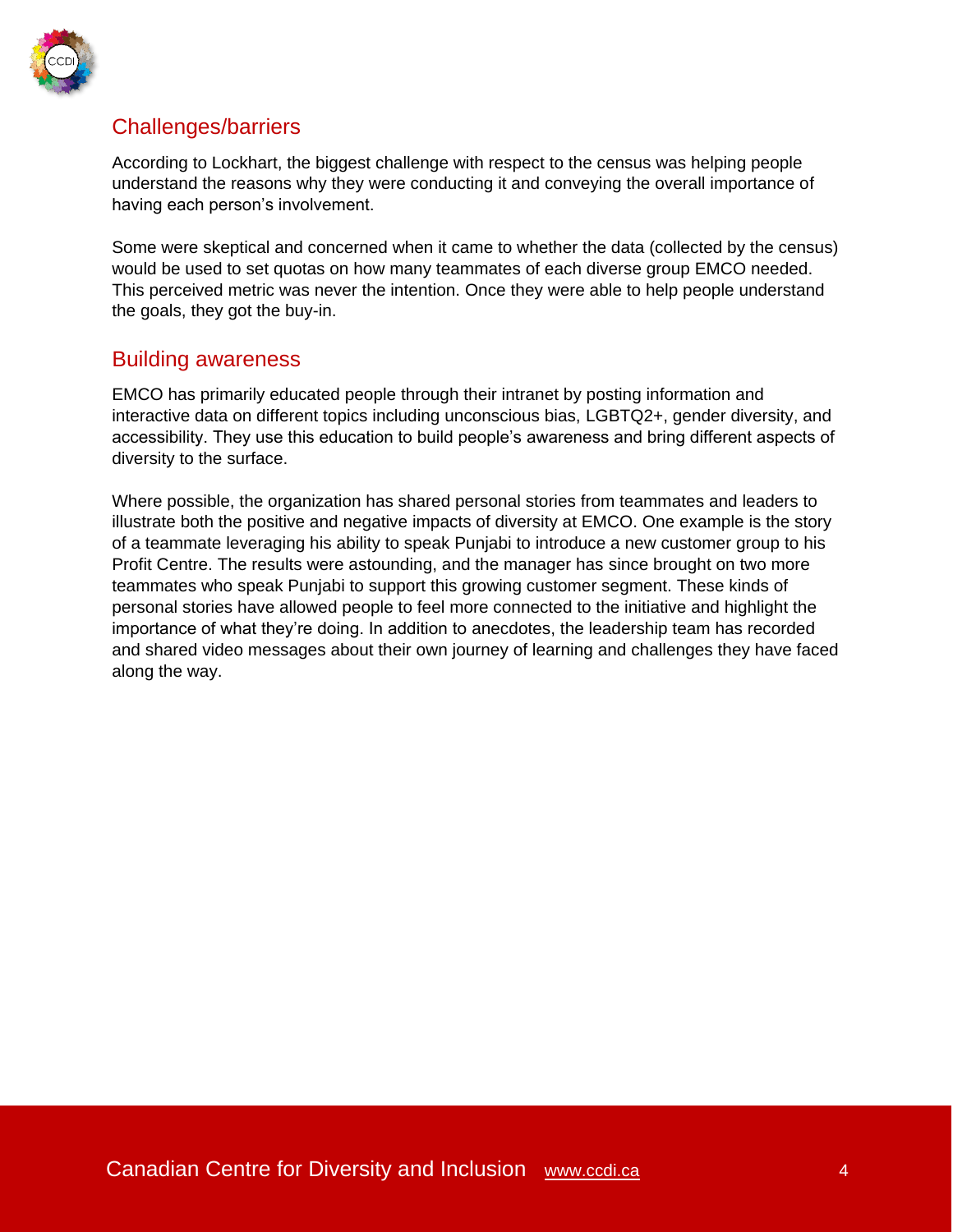## Challenges/barriers

According to Lockhart, the biggest challenge with respect to the census was helping people understand the reasons why they were conducting it and conveying the overall importance of having each person's involvement.

Some were skeptical and concerned when it came to whether the data (collected by the census) would be used to set quotas on how many teammates of each diverse group EMCO needed. This perceived metric was never the intention. Once they were able to help people understand the goals, they got the buy-in.

## Building awareness

EMCO has primarily educated people through their intranet by posting information and interactive data on different topics including unconscious bias, LGBTQ2+, gender diversity, and accessibility. They use this education to build people's awareness and bring different aspects of diversity to the surface.

Where possible, the organization has shared personal stories from teammates and leaders to illustrate both the positive and negative impacts of diversity at EMCO. One example is the story of a teammate leveraging his ability to speak Punjabi to introduce a new customer group to his Profit Centre. The results were astounding, and the manager has since brought on two more teammates who speak Punjabi to support this growing customer segment. These kinds of personal stories have allowed people to feel more connected to the initiative and highlight the importance of what they're doing. In addition to anecdotes, the leadership team has recorded and shared video messages about their own journey of learning and challenges they have faced along the way.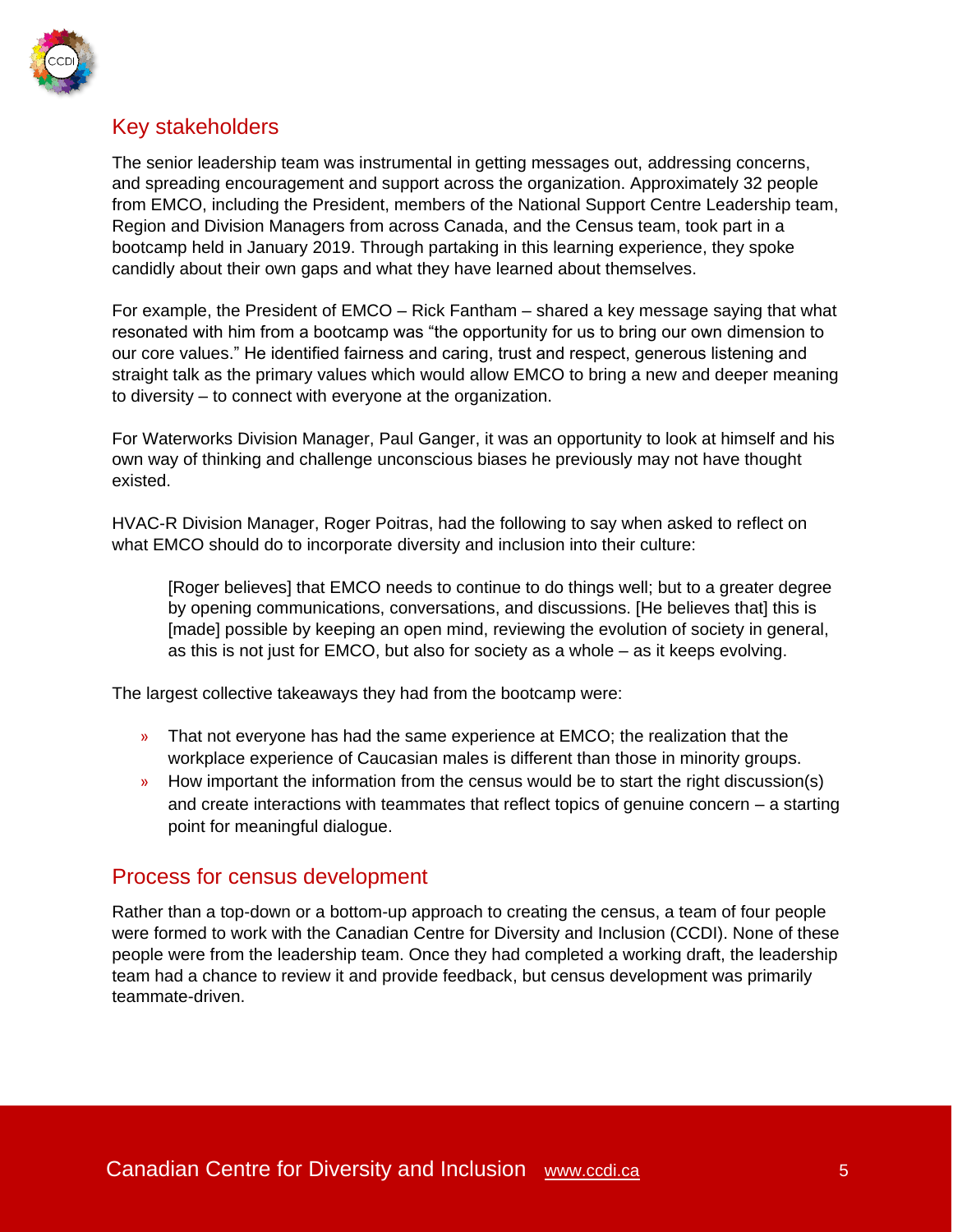## Key stakeholders

The senior leadership team was instrumental in getting messages out, addressing concerns, and spreading encouragement and support across the organization. Approximately 32 people from EMCO, including the President, members of the National Support Centre Leadership team, Region and Division Managers from across Canada, and the Census team, took part in a bootcamp held in January 2019. Through partaking in this learning experience, they spoke candidly about their own gaps and what they have learned about themselves.

For example, the President of EMCO – Rick Fantham – shared a key message saying that what resonated with him from a bootcamp was "the opportunity for us to bring our own dimension to our core values." He identified fairness and caring, trust and respect, generous listening and straight talk as the primary values which would allow EMCO to bring a new and deeper meaning to diversity – to connect with everyone at the organization.

For Waterworks Division Manager, Paul Ganger, it was an opportunity to look at himself and his own way of thinking and challenge unconscious biases he previously may not have thought existed.

HVAC-R Division Manager, Roger Poitras, had the following to say when asked to reflect on what EMCO should do to incorporate diversity and inclusion into their culture:

> [Roger believes] that EMCO needs to continue to do things well; but to a greater degree by opening communications, conversations, and discussions. [He believes that] this is [made] possible by keeping an open mind, reviewing the evolution of society in general, as this is not just for EMCO, but also for society as a whole – as it keeps evolving.

The largest collective takeaways they had from the bootcamp were:

- That not everyone has had the same experience at EMCO; the realization that the workplace experience of Caucasian males is different than those in minority groups.
- How important the information from the census would be to start the right discussion(s) and create interactions with teammates that reflect topics of genuine concern – a starting point for meaningful dialogue.

## Process for census development

Rather than a top-down or a bottom-up approach to creating the census, a team of four people were formed to work with the Canadian Centre for Diversity and Inclusion (CCDI). None of these people were from the leadership team. Once they had completed a working draft, the leadership team had a chance to review it and provide feedback, but census development was primarily teammate-driven.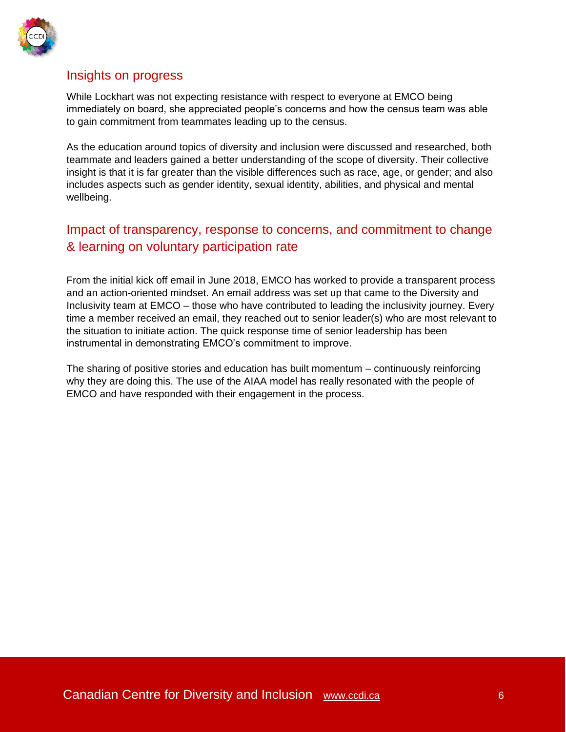## Insights on progress

While Lockhart was not expecting resistance with respect to everyone at EMCO being immediately on board, she appreciated people's concerns and how the census team was able to gain commitment from teammates leading up to the census.

As the education around topics of diversity and inclusion were discussed and researched, both teammate and leaders gained a better understanding of the scope of diversity. Their collective insight is that it is far greater than the visible differences such as race, age, or gender; and also includes aspects such as gender identity, sexual identity, abilities, and physical and mental wellbeing.

## Impact of transparency, response to concerns, and commitment to change & learning on voluntary participation rate

From the initial kick off email in June 2018, EMCO has worked to provide a transparent process and an action-oriented mindset. An email address was set up that came to the Diversity and Inclusivity team at EMCO – those who have contributed to leading the inclusivity journey. Every time a member received an email, they reached out to senior leader(s) who are most relevant to the situation to initiate action. The quick response time of senior leadership has been instrumental in demonstrating EMCO's commitment to improve.

The sharing of positive stories and education has built momentum – continuously reinforcing why they are doing this. The use of the AIAA model has really resonated with the people of EMCO and have responded with their engagement in the process.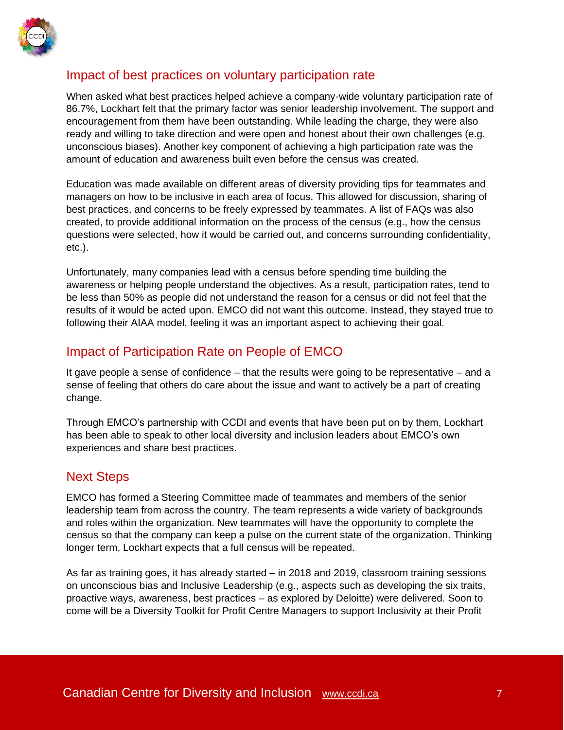## Impact of best practices on voluntary participation rate

When asked what best practices helped achieve a company-wide voluntary participation rate of 86.7%, Lockhart felt that the primary factor was senior leadership involvement. The support and encouragement from them have been outstanding. While leading the charge, they were also ready and willing to take direction and were open and honest about their own challenges (e.g. unconscious biases). Another key component of achieving a high participation rate was the amount of education and awareness built even before the census was created.

Education was made available on different areas of diversity providing tips for teammates and managers on how to be inclusive in each area of focus. This allowed for discussion, sharing of best practices, and concerns to be freely expressed by teammates. A list of FAQs was also created, to provide additional information on the process of the census (e.g., how the census questions were selected, how it would be carried out, and concerns surrounding confidentiality, etc.).

Unfortunately, many companies lead with a census before spending time building the awareness or helping people understand the objectives. As a result, participation rates, tend to be less than 50% as people did not understand the reason for a census or did not feel that the results of it would be acted upon. EMCO did not want this outcome. Instead, they stayed true to following their AIAA model, feeling it was an important aspect to achieving their goal.

## Impact of Participation Rate on People of EMCO

It gave people a sense of confidence – that the results were going to be representative – and a sense of feeling that others do care about the issue and want to actively be a part of creating change.

Through EMCO's partnership with CCDI and events that have been put on by them, Lockhart has been able to speak to other local diversity and inclusion leaders about EMCO's own experiences and share best practices.

## Next Steps

EMCO has formed a Steering Committee made of teammates and members of the senior leadership team from across the country. The team represents a wide variety of backgrounds and roles within the organization. New teammates will have the opportunity to complete the census so that the company can keep a pulse on the current state of the organization. Thinking longer term, Lockhart expects that a full census will be repeated.

As far as training goes, it has already started – in 2018 and 2019, classroom training sessions on unconscious bias and Inclusive Leadership (e.g., aspects such as developing the six traits, proactive ways, awareness, best practices – as explored by Deloitte) were delivered. Soon to come will be a Diversity Toolkit for Profit Centre Managers to support Inclusivity at their Profit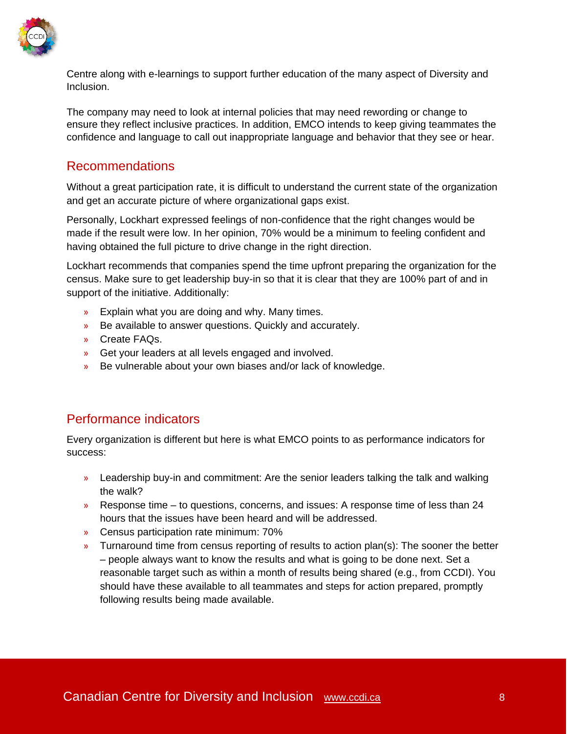Centre along with e-learnings to support further education of the many aspect of Diversity and Inclusion.

The company may need to look at internal policies that may need rewording or change to ensure they reflect inclusive practices. In addition, EMCO intends to keep giving teammates the confidence and language to call out inappropriate language and behavior that they see or hear.

## Recommendations

Without a great participation rate, it is difficult to understand the current state of the organization and get an accurate picture of where organizational gaps exist.

Personally, Lockhart expressed feelings of non-confidence that the right changes would be made if the result were low. In her opinion, 70% would be a minimum to feeling confident and having obtained the full picture to drive change in the right direction.

Lockhart recommends that companies spend the time upfront preparing the organization for the census. Make sure to get leadership buy-in so that it is clear that they are 100% part of and in support of the initiative. Additionally:

- Explain what you are doing and why. Many times.
- Be available to answer questions. Quickly and accurately.
- Create FAQs.
- Get your leaders at all levels engaged and involved.
- Be vulnerable about your own biases and/or lack of knowledge.

## Performance indicators

Every organization is different but here is what EMCO points to as performance indicators for success:

- Leadership buy-in and commitment: Are the senior leaders talking the talk and walking the walk?
- Response time – to questions, concerns, and issues: A response time of less than 24 hours that the issues have been heard and will be addressed.
- Census participation rate minimum: 70%
- Turnaround time from census reporting of results to action plan(s): The sooner the better – people always want to know the results and what is going to be done next. Set a reasonable target such as within a month of results being shared (e.g., from CCDI). You should have these available to all teammates and steps for action prepared, promptly following results being made available.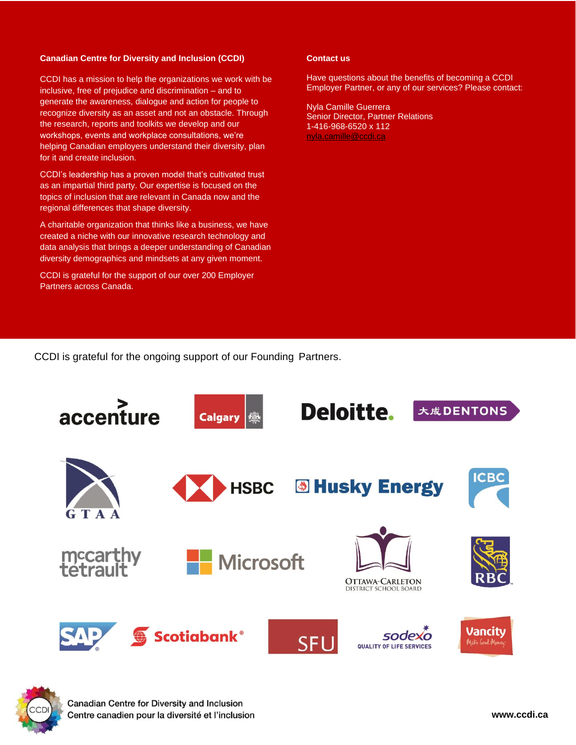**Canadian Centre for Diversity and Inclusion (CCDI)**

CCDI has a mission to help the organizations we work with be inclusive, free of prejudice and discrimination – and to generate the awareness, dialogue and action for people to recognize diversity as an asset and not an obstacle. Through the research, reports and toolkits we develop and our workshops, events and workplace consultations, we're helping Canadian employers understand their diversity, plan for it and create inclusion.

CCDI's leadership has a proven model that's cultivated trust as an impartial third party. Our expertise is focused on the topics of inclusion that are relevant in Canada now and the regional differences that shape diversity.

A charitable organization that thinks like a business, we have created a niche with our innovative research technology and data analysis that brings a deeper understanding of Canadian diversity demographics and mindsets at any given moment.

CCDI is grateful for the support of our over 200 Employer Partners across Canada.

**Contact us**

Have questions about the benefits of becoming a CCDI Employer Partner, or any of our services? Please contact:

Nyla Camille Guerrera
Senior Director, Partner Relations
1-416-968-6520 x 112
nyla.camille@ccdi.ca

CCDI is grateful for the ongoing support of our Founding Partners.

accenture
Calgary
Deloitte.
大成 DENTONS
GTAA
HSBC
Husky Energy
ICBC
mccarthy tetrault
Microsoft
Ottawa-Carleton District School Board
RBC
SAP
Scotiabank
SFU
sodexo Quality of Life Services
Vancity Make Good Money

Canadian Centre for Diversity and Inclusion
Centre canadien pour la diversité et l'inclusion

www.ccdi.ca